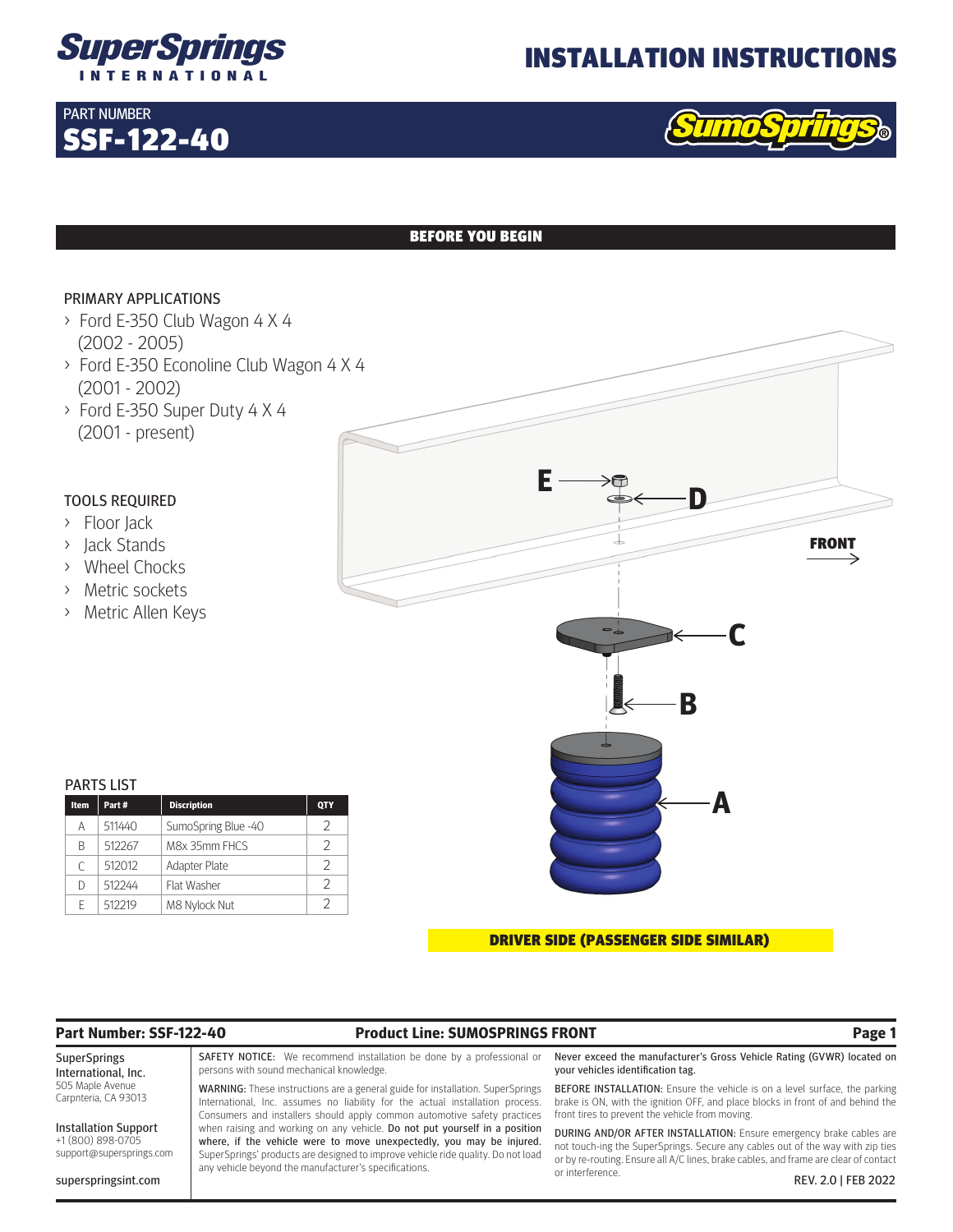# SuperSprings INTERNATIONAL

# INSTALLATION INSTRUCTIONS

PART NUMBER
## SSF-122-40

SumoSprings®

## BEFORE YOU BEGIN

### PRIMARY APPLICATIONS

- Ford E-350 Club Wagon 4 X 4 (2002 - 2005)
- Ford E-350 Econoline Club Wagon 4 X 4 (2001 - 2002)
- Ford E-350 Super Duty 4 X 4 (2001 - present)

### TOOLS REQUIRED

- Floor Jack
- Jack Stands
- Wheel Chocks
- Metric sockets
- Metric Allen Keys

### PARTS LIST

| Item | Part # | Discription | QTY |
|---|---|---|---|
| A | 511440 | SumoSpring Blue -40 | 2 |
| B | 512267 | M8x 35mm FHCS | 2 |
| C | 512012 | Adapter Plate | 2 |
| D | 512244 | Flat Washer | 2 |
| E | 512219 | M8 Nylock Nut | 2 |

E D FRONT C B A

**DRIVER SIDE (PASSENGER SIDE SIMILAR)**

---

**Part Number: SSF-122-40** **Product Line: SUMOSPRINGS FRONT**

SuperSprings International, Inc.
505 Maple Avenue
Carpnteria, CA 93013

Installation Support
+1 (800) 898-0705
support@supersprings.com

superspringsint.com

SAFETY NOTICE: We recommend installation be done by a professional or persons with sound mechanical knowledge.

WARNING: These instructions are a general guide for installation. SuperSprings International, Inc. assumes no liability for the actual installation process. Consumers and installers should apply common automotive safety practices when raising and working on any vehicle. **Do not put yourself in a position where, if the vehicle were to move unexpectedly, you may be injured.** SuperSprings' products are designed to improve vehicle ride quality. Do not load any vehicle beyond the manufacturer's specifications.

**Never exceed the manufacturer's Gross Vehicle Rating (GVWR) located on your vehicles identification tag.**

BEFORE INSTALLATION: Ensure the vehicle is on a level surface, the parking brake is ON, with the ignition OFF, and place blocks in front of and behind the front tires to prevent the vehicle from moving.

DURING AND/OR AFTER INSTALLATION: Ensure emergency brake cables are not touch-ing the SuperSprings. Secure any cables out of the way with zip ties or by re-routing. Ensure all A/C lines, brake cables, and frame are clear of contact or interference.

REV. 2.0 | FEB 2022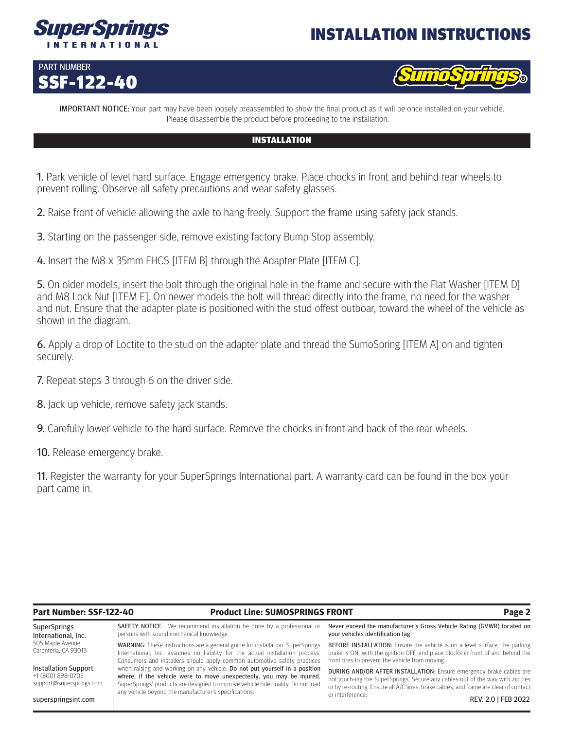SuperSprings INTERNATIONAL

# INSTALLATION INSTRUCTIONS

PART NUMBER
## SSF-122-40

SumoSprings®

IMPORTANT NOTICE: Your part may have been loosely preassembled to show the final product as it will be once installed on your vehicle. Please disassemble the product before proceeding to the installation.

## INSTALLATION

**1.** Park vehicle of level hard surface. Engage emergency brake. Place chocks in front and behind rear wheels to prevent rolling. Observe all safety precautions and wear safety glasses.

**2.** Raise front of vehicle allowing the axle to hang freely. Support the frame using safety jack stands.

**3.** Starting on the passenger side, remove existing factory Bump Stop assembly.

**4.** Insert the M8 x 35mm FHCS [ITEM B] through the Adapter Plate [ITEM C].

**5.** On older models, insert the bolt through the original hole in the frame and secure with the Flat Washer [ITEM D] and M8 Lock Nut [ITEM E]. On newer models the bolt will thread directly into the frame, no need for the washer and nut. Ensure that the adapter plate is positioned with the stud offest outboar, toward the wheel of the vehicle as shown in the diagram.

**6.** Apply a drop of Loctite to the stud on the adapter plate and thread the SumoSpring [ITEM A] on and tighten securely.

**7.** Repeat steps 3 through 6 on the driver side.

**8.** Jack up vehicle, remove safety jack stands.

**9.** Carefully lower vehicle to the hard surface. Remove the chocks in front and back of the rear wheels.

**10.** Release emergency brake.

**11.** Register the warranty for your SuperSprings International part. A warranty card can be found in the box your part came in.

**Part Number: SSF-122-40** **Product Line: SUMOSPRINGS FRONT**

SuperSprings International, Inc.
505 Maple Avenue
Carpnteria, CA 93013

Installation Support
+1 (800) 898-0705
support@supersprings.com

superspringsint.com

SAFETY NOTICE: We recommend installation be done by a professional or persons with sound mechanical knowledge.

WARNING: These instructions are a general guide for installation. SuperSprings International, Inc. assumes no liability for the actual installation process. Consumers and installers should apply common automotive safety practices when raising and working on any vehicle. **Do not put yourself in a position where, if the vehicle were to move unexpectedly, you may be injured.** SuperSprings' products are designed to improve vehicle ride quality. Do not load any vehicle beyond the manufacturer's specifications.

**Never exceed the manufacturer's Gross Vehicle Rating (GVWR) located on your vehicles identification tag.**

BEFORE INSTALLATION: Ensure the vehicle is on a level surface, the parking brake is ON, with the ignition OFF, and place blocks in front of and behind the front tires to prevent the vehicle from moving.

DURING AND/OR AFTER INSTALLATION: Ensure emergency brake cables are not touch-ing the SuperSprings. Secure any cables out of the way with zip ties or by re-routing. Ensure all A/C lines, brake cables, and frame are clear of contact or interference.

REV. 2.0 | FEB 2022